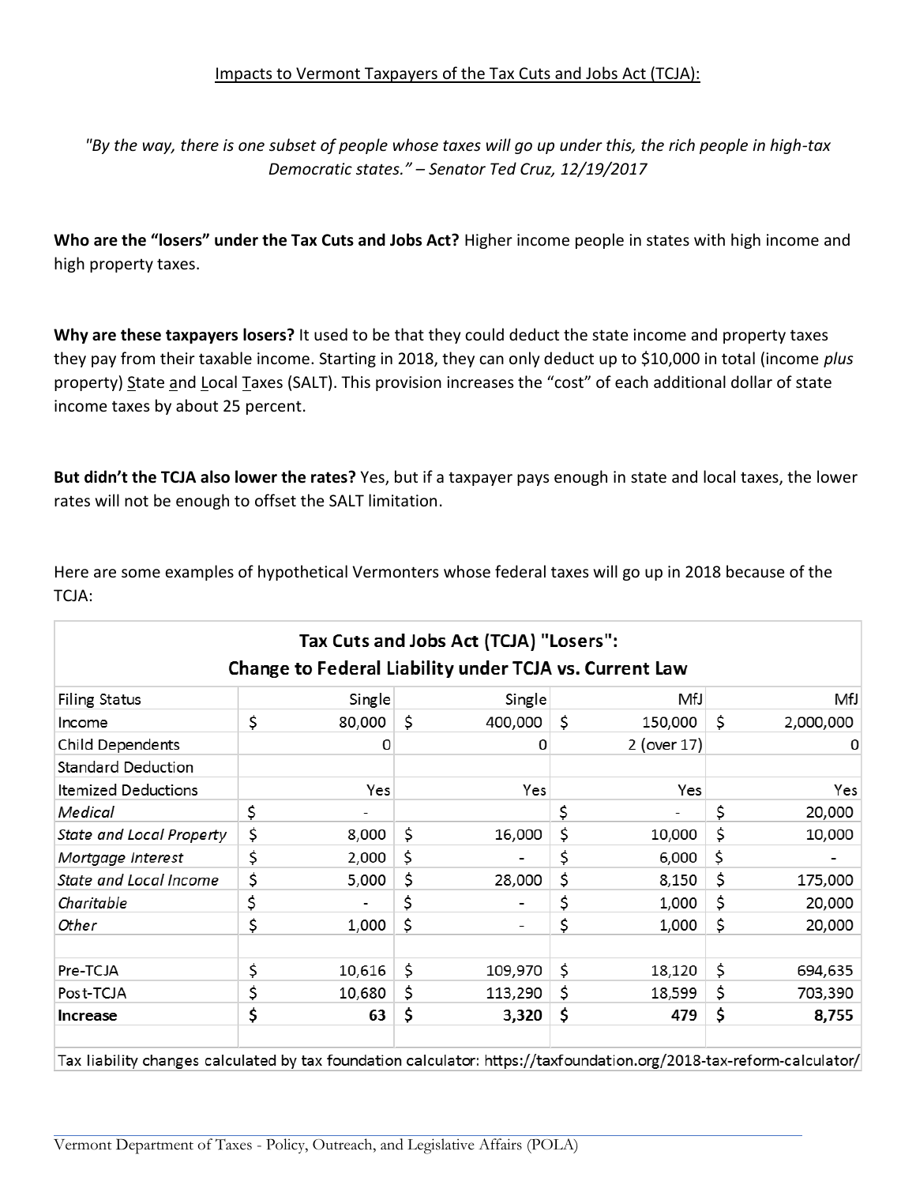Impacts to Vermont Taxpayers of the Tax Cuts and Jobs Act (TCJA):

*"By the way, there is one subset of people whose taxes will go up under this, the rich people in high-tax Democratic states." – Senator Ted Cruz, 12/19/2017*

**Who are the "losers" under the Tax Cuts and Jobs Act?** Higher income people in states with high income and high property taxes.

**Why are these taxpayers losers?** It used to be that they could deduct the state income and property taxes they pay from their taxable income. Starting in 2018, they can only deduct up to $10,000 in total (income *plus* property) State and Local Taxes (SALT). This provision increases the "cost" of each additional dollar of state income taxes by about 25 percent.

**But didn't the TCJA also lower the rates?** Yes, but if a taxpayer pays enough in state and local taxes, the lower rates will not be enough to offset the SALT limitation.

Here are some examples of hypothetical Vermonters whose federal taxes will go up in 2018 because of the TCJA:

**Tax Cuts and Jobs Act (TCJA) "Losers": Change to Federal Liability under TCJA vs. Current Law**

| Filing Status | Single | Single | MfJ | MfJ |
|---|---|---|---|---|
| Income | $ 80,000 | $ 400,000 | $ 150,000 | $ 2,000,000 |
| Child Dependents | 0 | 0 | 2 (over 17) | 0 |
| Standard Deduction | | | | |
| Itemized Deductions | Yes | Yes | Yes | Yes |
| *Medical* | $ - | | $ - | $ 20,000 |
| *State and Local Property* | $ 8,000 | $ 16,000 | $ 10,000 | $ 10,000 |
| *Mortgage Interest* | $ 2,000 | $ - | $ 6,000 | $ - |
| *State and Local Income* | $ 5,000 | $ 28,000 | $ 8,150 | $ 175,000 |
| *Charitable* | $ - | $ - | $ 1,000 | $ 20,000 |
| *Other* | $ 1,000 | $ - | $ 1,000 | $ 20,000 |
| | | | | |
| Pre-TCJA | $ 10,616 | $ 109,970 | $ 18,120 | $ 694,635 |
| Post-TCJA | $ 10,680 | $ 113,290 | $ 18,599 | $ 703,390 |
| **Increase** | **$ 63** | **$ 3,320** | **$ 479** | **$ 8,755** |

Tax liability changes calculated by tax foundation calculator: https://taxfoundation.org/2018-tax-reform-calculator/

Vermont Department of Taxes - Policy, Outreach, and Legislative Affairs (POLA)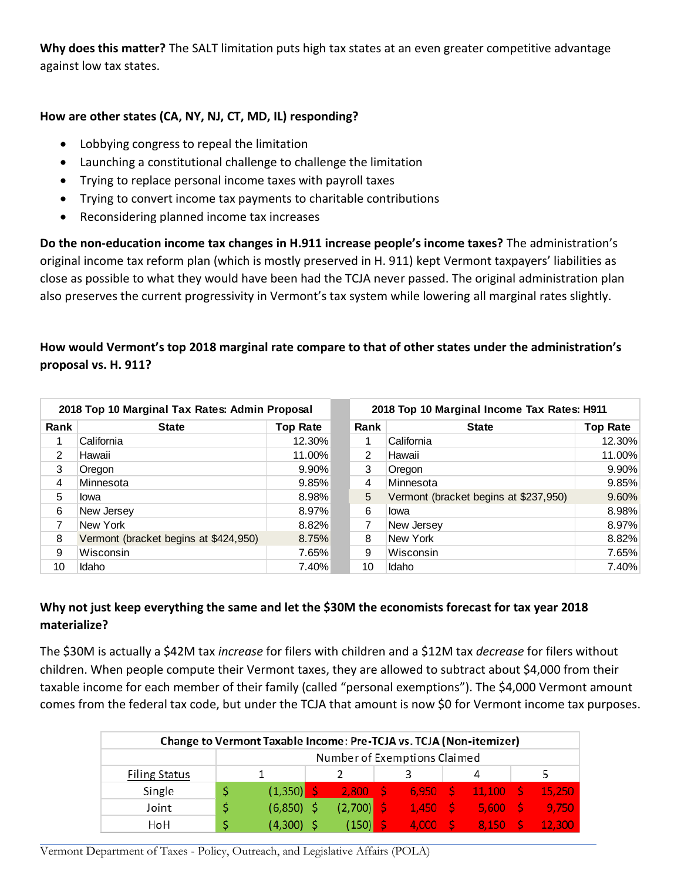**Why does this matter?** The SALT limitation puts high tax states at an even greater competitive advantage against low tax states.

**How are other states (CA, NY, NJ, CT, MD, IL) responding?**

- Lobbying congress to repeal the limitation
- Launching a constitutional challenge to challenge the limitation
- Trying to replace personal income taxes with payroll taxes
- Trying to convert income tax payments to charitable contributions
- Reconsidering planned income tax increases

**Do the non-education income tax changes in H.911 increase people's income taxes?** The administration's original income tax reform plan (which is mostly preserved in H. 911) kept Vermont taxpayers' liabilities as close as possible to what they would have been had the TCJA never passed. The original administration plan also preserves the current progressivity in Vermont's tax system while lowering all marginal rates slightly.

**How would Vermont's top 2018 marginal rate compare to that of other states under the administration's proposal vs. H. 911?**

| 2018 Top 10 Marginal Tax Rates: Admin Proposal | | | 2018 Top 10 Marginal Income Tax Rates: H911 | | |
|---|---|---|---|---|---|
| Rank | State | Top Rate | Rank | State | Top Rate |
| 1 | California | 12.30% | 1 | California | 12.30% |
| 2 | Hawaii | 11.00% | 2 | Hawaii | 11.00% |
| 3 | Oregon | 9.90% | 3 | Oregon | 9.90% |
| 4 | Minnesota | 9.85% | 4 | Minnesota | 9.85% |
| 5 | Iowa | 8.98% | 5 | Vermont (bracket begins at $237,950) | 9.60% |
| 6 | New Jersey | 8.97% | 6 | Iowa | 8.98% |
| 7 | New York | 8.82% | 7 | New Jersey | 8.97% |
| 8 | Vermont (bracket begins at $424,950) | 8.75% | 8 | New York | 8.82% |
| 9 | Wisconsin | 7.65% | 9 | Wisconsin | 7.65% |
| 10 | Idaho | 7.40% | 10 | Idaho | 7.40% |

**Why not just keep everything the same and let the $30M the economists forecast for tax year 2018 materialize?**

The $30M is actually a $42M tax *increase* for filers with children and a $12M tax *decrease* for filers without children. When people compute their Vermont taxes, they are allowed to subtract about $4,000 from their taxable income for each member of their family (called "personal exemptions"). The $4,000 Vermont amount comes from the federal tax code, but under the TCJA that amount is now $0 for Vermont income tax purposes.

| Change to Vermont Taxable Income: Pre-TCJA vs. TCJA (Non-itemizer) | | | | | |
|---|---|---|---|---|---|
| | Number of Exemptions Claimed | | | | |
| Filing Status | 1 | 2 | 3 | 4 | 5 |
| Single | $ (1,350) | $ 2,800 | $ 6,950 | $ 11,100 | $ 15,250 |
| Joint | $ (6,850) | $ (2,700) | $ 1,450 | $ 5,600 | $ 9,750 |
| HoH | $ (4,300) | $ (150) | $ 4,000 | $ 8,150 | $ 12,300 |

Vermont Department of Taxes - Policy, Outreach, and Legislative Affairs (POLA)